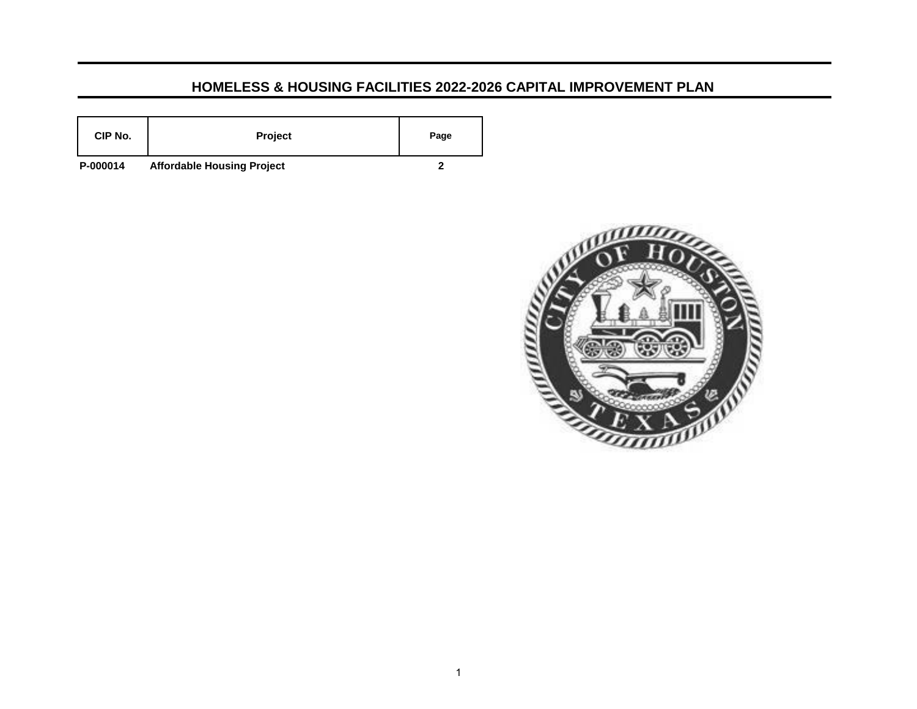# HOMELESS & HOUSING FACILITIES 2022-2026 CAPITAL IMPROVEMENT PLAN

| CIP No. | Project | Page |
|---|---|---|
| P-000014 | Affordable Housing Project | 2 |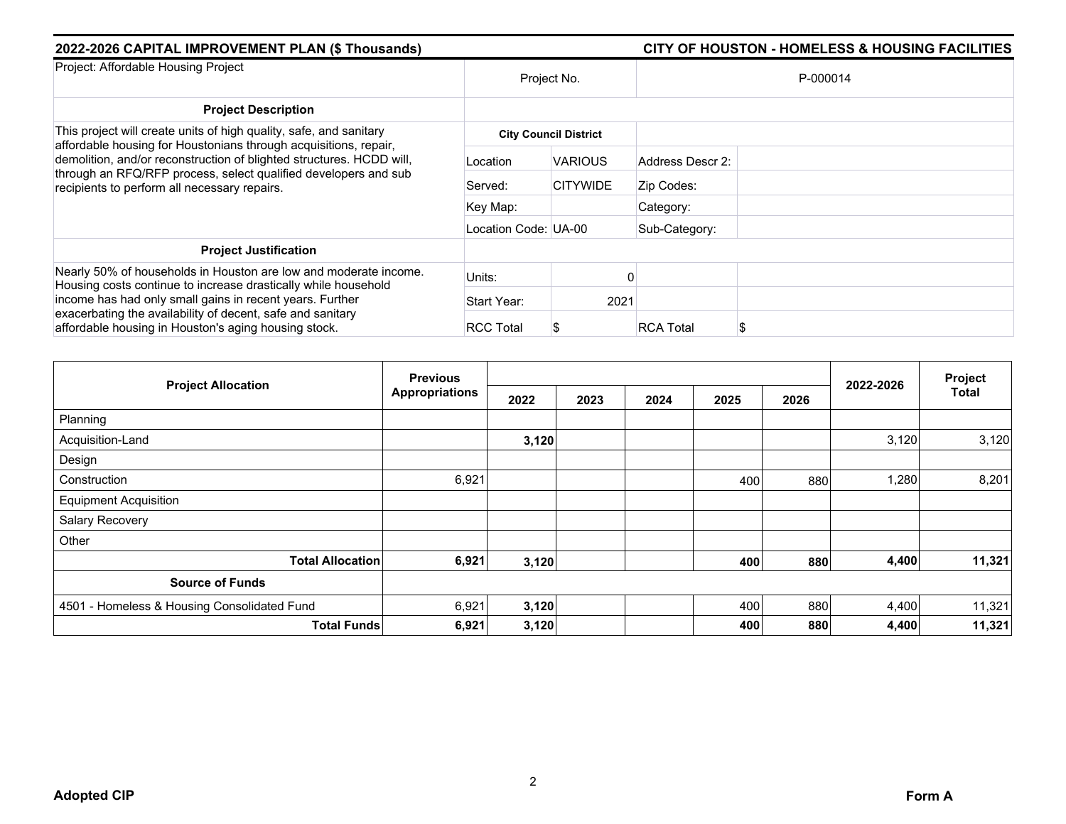## 2022-2026 CAPITAL IMPROVEMENT PLAN ($ Thousands) — CITY OF HOUSTON - HOMELESS & HOUSING FACILITIES

| Project: Affordable Housing Project | Project No. | | P-000014 | |
|---|---|---|---|---|
| **Project Description** | | | | |
| This project will create units of high quality, safe, and sanitary affordable housing for Houstonians through acquisitions, repair, demolition, and/or reconstruction of blighted structures. HCDD will, through an RFQ/RFP process, select qualified developers and sub recipients to perform all necessary repairs. | **City Council District** | | | |
| | Location | VARIOUS | Address Descr 2: | |
| | Served: | CITYWIDE | Zip Codes: | |
| | Key Map: | | Category: | |
| | Location Code: | UA-00 | Sub-Category: | |
| **Project Justification** | | | | |
| Nearly 50% of households in Houston are low and moderate income. Housing costs continue to increase drastically while household income has had only small gains in recent years. Further exacerbating the availability of decent, safe and sanitary affordable housing in Houston's aging housing stock. | Units: | 0 | | |
| | Start Year: | 2021 | | |
| | RCC Total | $ | RCA Total | $ |

| Project Allocation | Previous Appropriations | 2022 | 2023 | 2024 | 2025 | 2026 | 2022-2026 | Project Total |
|---|---|---|---|---|---|---|---|---|
| Planning | | | | | | | | |
| Acquisition-Land | | **3,120** | | | | | 3,120 | 3,120 |
| Design | | | | | | | | |
| Construction | 6,921 | | | | 400 | 880 | 1,280 | 8,201 |
| Equipment Acquisition | | | | | | | | |
| Salary Recovery | | | | | | | | |
| Other | | | | | | | | |
| **Total Allocation** | **6,921** | **3,120** | | | **400** | **880** | **4,400** | **11,321** |
| **Source of Funds** | | | | | | | | |
| 4501 - Homeless & Housing Consolidated Fund | 6,921 | **3,120** | | | 400 | 880 | 4,400 | 11,321 |
| **Total Funds** | **6,921** | **3,120** | | | **400** | **880** | **4,400** | **11,321** |

Adopted CIP

Form A